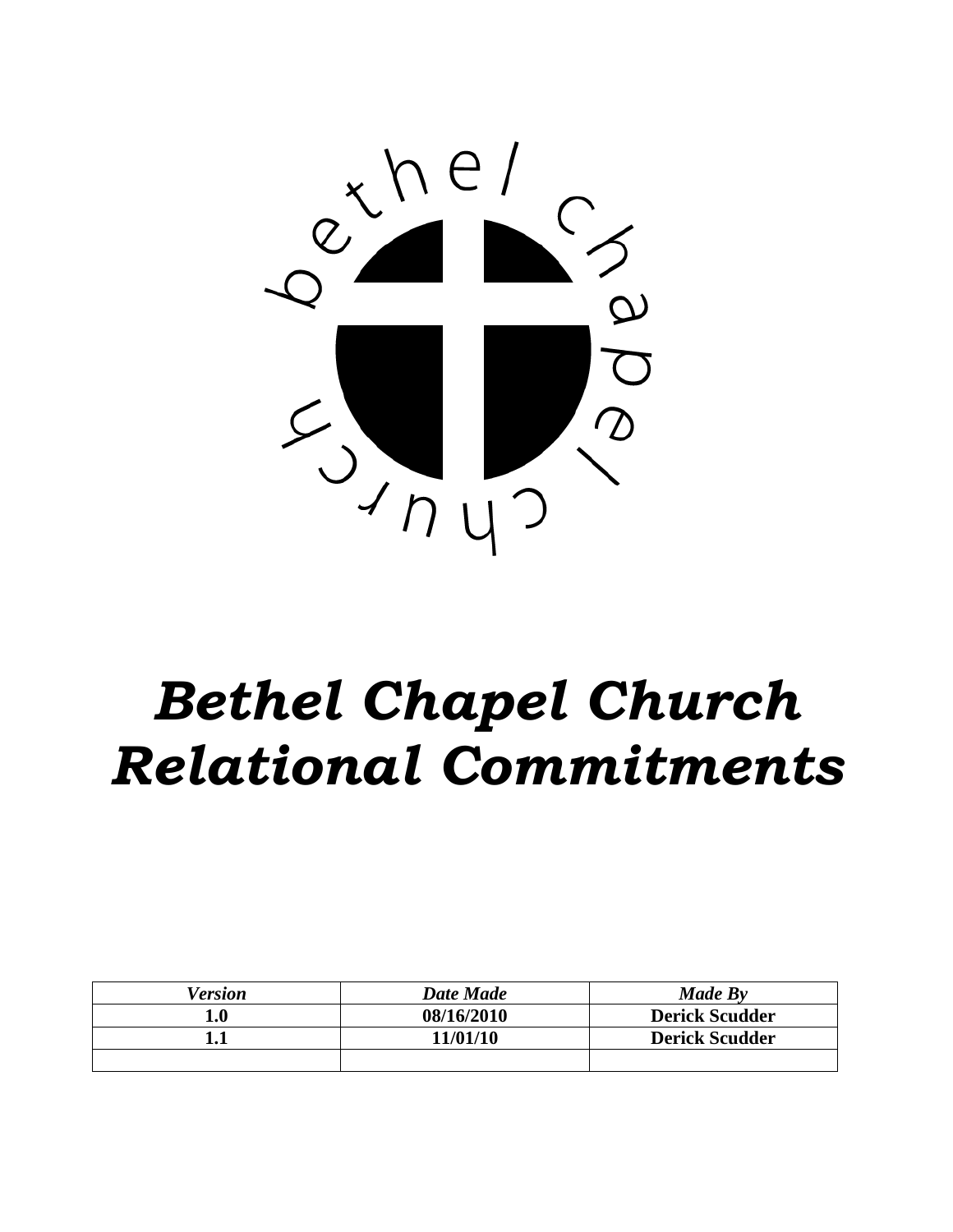# Bethel Chapel Church Relational Commitments

| *Version* | *Date Made* | *Made By* |
|---|---|---|
| **1.0** | **08/16/2010** | **Derick Scudder** |
| **1.1** | **11/01/10** | **Derick Scudder** |
| | | |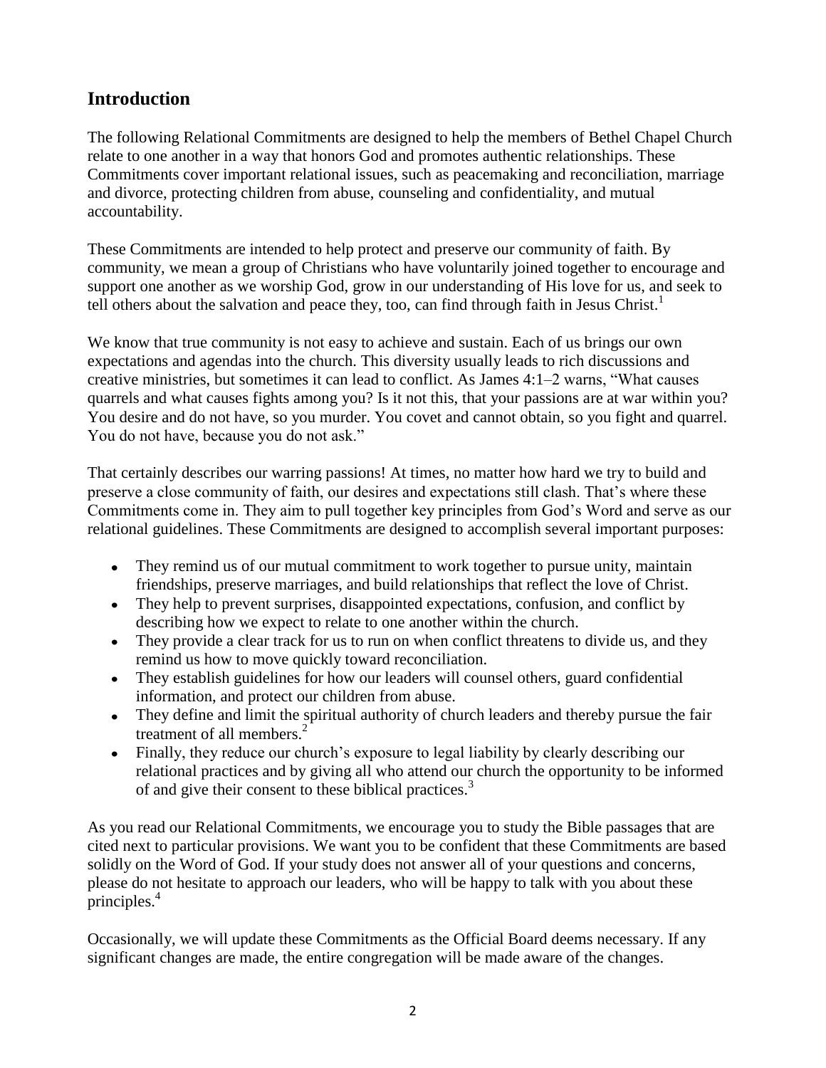## Introduction

The following Relational Commitments are designed to help the members of Bethel Chapel Church relate to one another in a way that honors God and promotes authentic relationships. These Commitments cover important relational issues, such as peacemaking and reconciliation, marriage and divorce, protecting children from abuse, counseling and confidentiality, and mutual accountability.

These Commitments are intended to help protect and preserve our community of faith. By community, we mean a group of Christians who have voluntarily joined together to encourage and support one another as we worship God, grow in our understanding of His love for us, and seek to tell others about the salvation and peace they, too, can find through faith in Jesus Christ.[1]

We know that true community is not easy to achieve and sustain. Each of us brings our own expectations and agendas into the church. This diversity usually leads to rich discussions and creative ministries, but sometimes it can lead to conflict. As James 4:1–2 warns, "What causes quarrels and what causes fights among you? Is it not this, that your passions are at war within you? You desire and do not have, so you murder. You covet and cannot obtain, so you fight and quarrel. You do not have, because you do not ask."

That certainly describes our warring passions! At times, no matter how hard we try to build and preserve a close community of faith, our desires and expectations still clash. That's where these Commitments come in. They aim to pull together key principles from God's Word and serve as our relational guidelines. These Commitments are designed to accomplish several important purposes:

- They remind us of our mutual commitment to work together to pursue unity, maintain friendships, preserve marriages, and build relationships that reflect the love of Christ.
- They help to prevent surprises, disappointed expectations, confusion, and conflict by describing how we expect to relate to one another within the church.
- They provide a clear track for us to run on when conflict threatens to divide us, and they remind us how to move quickly toward reconciliation.
- They establish guidelines for how our leaders will counsel others, guard confidential information, and protect our children from abuse.
- They define and limit the spiritual authority of church leaders and thereby pursue the fair treatment of all members.[2]
- Finally, they reduce our church's exposure to legal liability by clearly describing our relational practices and by giving all who attend our church the opportunity to be informed of and give their consent to these biblical practices.[3]

As you read our Relational Commitments, we encourage you to study the Bible passages that are cited next to particular provisions. We want you to be confident that these Commitments are based solidly on the Word of God. If your study does not answer all of your questions and concerns, please do not hesitate to approach our leaders, who will be happy to talk with you about these principles.[4]

Occasionally, we will update these Commitments as the Official Board deems necessary. If any significant changes are made, the entire congregation will be made aware of the changes.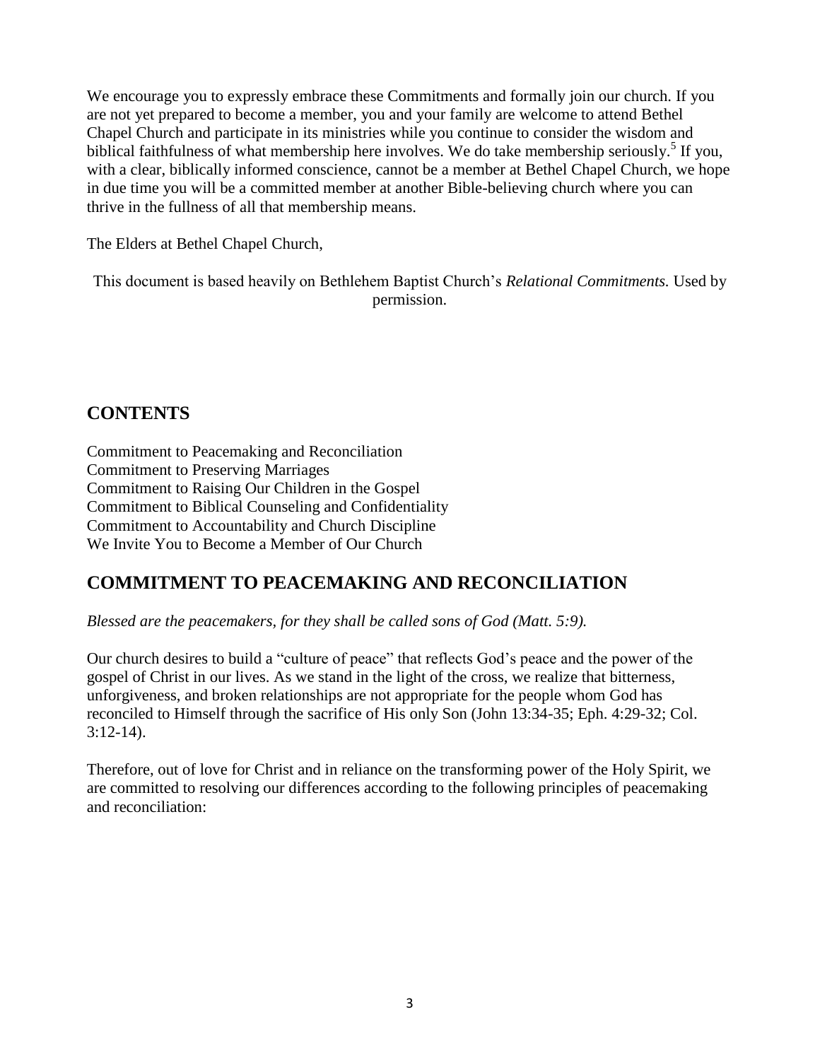We encourage you to expressly embrace these Commitments and formally join our church. If you are not yet prepared to become a member, you and your family are welcome to attend Bethel Chapel Church and participate in its ministries while you continue to consider the wisdom and biblical faithfulness of what membership here involves. We do take membership seriously.[5] If you, with a clear, biblically informed conscience, cannot be a member at Bethel Chapel Church, we hope in due time you will be a committed member at another Bible-believing church where you can thrive in the fullness of all that membership means.

The Elders at Bethel Chapel Church,

This document is based heavily on Bethlehem Baptist Church's *Relational Commitments.* Used by permission.

## CONTENTS

Commitment to Peacemaking and Reconciliation
Commitment to Preserving Marriages
Commitment to Raising Our Children in the Gospel
Commitment to Biblical Counseling and Confidentiality
Commitment to Accountability and Church Discipline
We Invite You to Become a Member of Our Church

## COMMITMENT TO PEACEMAKING AND RECONCILIATION

*Blessed are the peacemakers, for they shall be called sons of God (Matt. 5:9).*

Our church desires to build a "culture of peace" that reflects God's peace and the power of the gospel of Christ in our lives. As we stand in the light of the cross, we realize that bitterness, unforgiveness, and broken relationships are not appropriate for the people whom God has reconciled to Himself through the sacrifice of His only Son (John 13:34-35; Eph. 4:29-32; Col. 3:12-14).

Therefore, out of love for Christ and in reliance on the transforming power of the Holy Spirit, we are committed to resolving our differences according to the following principles of peacemaking and reconciliation: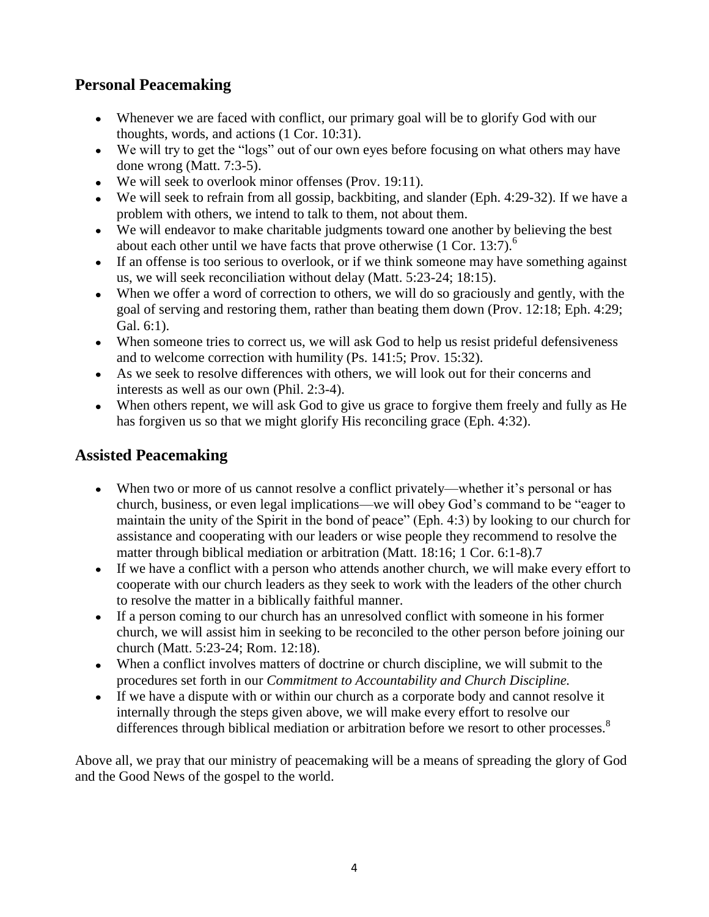## Personal Peacemaking

- Whenever we are faced with conflict, our primary goal will be to glorify God with our thoughts, words, and actions (1 Cor. 10:31).
- We will try to get the "logs" out of our own eyes before focusing on what others may have done wrong (Matt. 7:3-5).
- We will seek to overlook minor offenses (Prov. 19:11).
- We will seek to refrain from all gossip, backbiting, and slander (Eph. 4:29-32). If we have a problem with others, we intend to talk to them, not about them.
- We will endeavor to make charitable judgments toward one another by believing the best about each other until we have facts that prove otherwise (1 Cor. 13:7).[6]
- If an offense is too serious to overlook, or if we think someone may have something against us, we will seek reconciliation without delay (Matt. 5:23-24; 18:15).
- When we offer a word of correction to others, we will do so graciously and gently, with the goal of serving and restoring them, rather than beating them down (Prov. 12:18; Eph. 4:29; Gal. 6:1).
- When someone tries to correct us, we will ask God to help us resist prideful defensiveness and to welcome correction with humility (Ps. 141:5; Prov. 15:32).
- As we seek to resolve differences with others, we will look out for their concerns and interests as well as our own (Phil. 2:3-4).
- When others repent, we will ask God to give us grace to forgive them freely and fully as He has forgiven us so that we might glorify His reconciling grace (Eph. 4:32).

## Assisted Peacemaking

- When two or more of us cannot resolve a conflict privately—whether it's personal or has church, business, or even legal implications—we will obey God's command to be "eager to maintain the unity of the Spirit in the bond of peace" (Eph. 4:3) by looking to our church for assistance and cooperating with our leaders or wise people they recommend to resolve the matter through biblical mediation or arbitration (Matt. 18:16; 1 Cor. 6:1-8).7
- If we have a conflict with a person who attends another church, we will make every effort to cooperate with our church leaders as they seek to work with the leaders of the other church to resolve the matter in a biblically faithful manner.
- If a person coming to our church has an unresolved conflict with someone in his former church, we will assist him in seeking to be reconciled to the other person before joining our church (Matt. 5:23-24; Rom. 12:18).
- When a conflict involves matters of doctrine or church discipline, we will submit to the procedures set forth in our *Commitment to Accountability and Church Discipline.*
- If we have a dispute with or within our church as a corporate body and cannot resolve it internally through the steps given above, we will make every effort to resolve our differences through biblical mediation or arbitration before we resort to other processes.[8]

Above all, we pray that our ministry of peacemaking will be a means of spreading the glory of God and the Good News of the gospel to the world.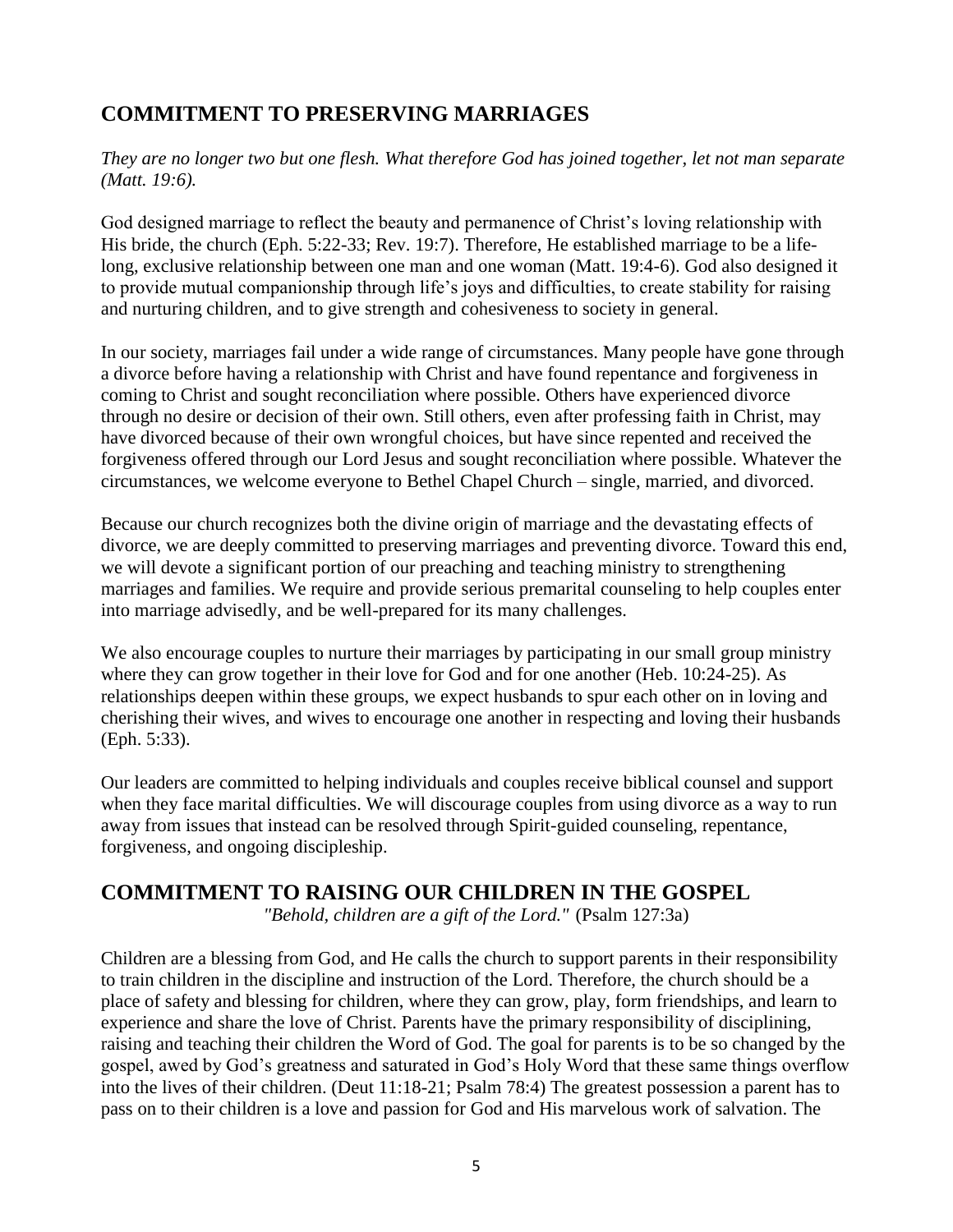## COMMITMENT TO PRESERVING MARRIAGES

*They are no longer two but one flesh. What therefore God has joined together, let not man separate (Matt. 19:6).*

God designed marriage to reflect the beauty and permanence of Christ's loving relationship with His bride, the church (Eph. 5:22-33; Rev. 19:7). Therefore, He established marriage to be a life-long, exclusive relationship between one man and one woman (Matt. 19:4-6). God also designed it to provide mutual companionship through life's joys and difficulties, to create stability for raising and nurturing children, and to give strength and cohesiveness to society in general.

In our society, marriages fail under a wide range of circumstances. Many people have gone through a divorce before having a relationship with Christ and have found repentance and forgiveness in coming to Christ and sought reconciliation where possible. Others have experienced divorce through no desire or decision of their own. Still others, even after professing faith in Christ, may have divorced because of their own wrongful choices, but have since repented and received the forgiveness offered through our Lord Jesus and sought reconciliation where possible. Whatever the circumstances, we welcome everyone to Bethel Chapel Church – single, married, and divorced.

Because our church recognizes both the divine origin of marriage and the devastating effects of divorce, we are deeply committed to preserving marriages and preventing divorce. Toward this end, we will devote a significant portion of our preaching and teaching ministry to strengthening marriages and families. We require and provide serious premarital counseling to help couples enter into marriage advisedly, and be well-prepared for its many challenges.

We also encourage couples to nurture their marriages by participating in our small group ministry where they can grow together in their love for God and for one another (Heb. 10:24-25). As relationships deepen within these groups, we expect husbands to spur each other on in loving and cherishing their wives, and wives to encourage one another in respecting and loving their husbands (Eph. 5:33).

Our leaders are committed to helping individuals and couples receive biblical counsel and support when they face marital difficulties. We will discourage couples from using divorce as a way to run away from issues that instead can be resolved through Spirit-guided counseling, repentance, forgiveness, and ongoing discipleship.

## COMMITMENT TO RAISING OUR CHILDREN IN THE GOSPEL

*"Behold, children are a gift of the Lord."* (Psalm 127:3a)

Children are a blessing from God, and He calls the church to support parents in their responsibility to train children in the discipline and instruction of the Lord. Therefore, the church should be a place of safety and blessing for children, where they can grow, play, form friendships, and learn to experience and share the love of Christ. Parents have the primary responsibility of disciplining, raising and teaching their children the Word of God. The goal for parents is to be so changed by the gospel, awed by God's greatness and saturated in God's Holy Word that these same things overflow into the lives of their children. (Deut 11:18-21; Psalm 78:4) The greatest possession a parent has to pass on to their children is a love and passion for God and His marvelous work of salvation. The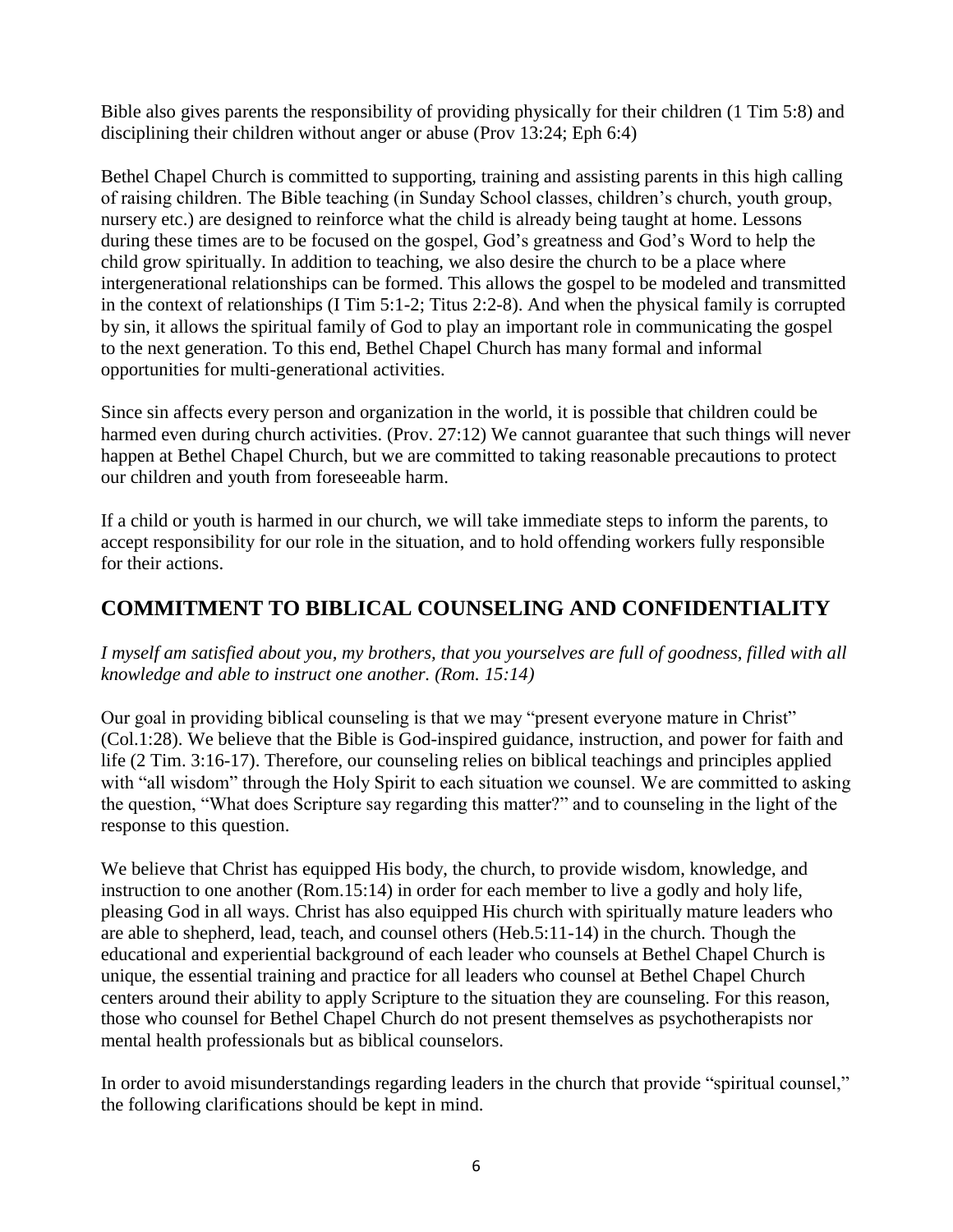Bible also gives parents the responsibility of providing physically for their children (1 Tim 5:8) and disciplining their children without anger or abuse (Prov 13:24; Eph 6:4)

Bethel Chapel Church is committed to supporting, training and assisting parents in this high calling of raising children. The Bible teaching (in Sunday School classes, children's church, youth group, nursery etc.) are designed to reinforce what the child is already being taught at home. Lessons during these times are to be focused on the gospel, God's greatness and God's Word to help the child grow spiritually. In addition to teaching, we also desire the church to be a place where intergenerational relationships can be formed. This allows the gospel to be modeled and transmitted in the context of relationships (I Tim 5:1-2; Titus 2:2-8). And when the physical family is corrupted by sin, it allows the spiritual family of God to play an important role in communicating the gospel to the next generation. To this end, Bethel Chapel Church has many formal and informal opportunities for multi-generational activities.

Since sin affects every person and organization in the world, it is possible that children could be harmed even during church activities. (Prov. 27:12) We cannot guarantee that such things will never happen at Bethel Chapel Church, but we are committed to taking reasonable precautions to protect our children and youth from foreseeable harm.

If a child or youth is harmed in our church, we will take immediate steps to inform the parents, to accept responsibility for our role in the situation, and to hold offending workers fully responsible for their actions.

## COMMITMENT TO BIBLICAL COUNSELING AND CONFIDENTIALITY

*I myself am satisfied about you, my brothers, that you yourselves are full of goodness, filled with all knowledge and able to instruct one another. (Rom. 15:14)*

Our goal in providing biblical counseling is that we may "present everyone mature in Christ" (Col.1:28). We believe that the Bible is God-inspired guidance, instruction, and power for faith and life (2 Tim. 3:16-17). Therefore, our counseling relies on biblical teachings and principles applied with "all wisdom" through the Holy Spirit to each situation we counsel. We are committed to asking the question, "What does Scripture say regarding this matter?" and to counseling in the light of the response to this question.

We believe that Christ has equipped His body, the church, to provide wisdom, knowledge, and instruction to one another (Rom.15:14) in order for each member to live a godly and holy life, pleasing God in all ways. Christ has also equipped His church with spiritually mature leaders who are able to shepherd, lead, teach, and counsel others (Heb.5:11-14) in the church. Though the educational and experiential background of each leader who counsels at Bethel Chapel Church is unique, the essential training and practice for all leaders who counsel at Bethel Chapel Church centers around their ability to apply Scripture to the situation they are counseling. For this reason, those who counsel for Bethel Chapel Church do not present themselves as psychotherapists nor mental health professionals but as biblical counselors.

In order to avoid misunderstandings regarding leaders in the church that provide "spiritual counsel," the following clarifications should be kept in mind.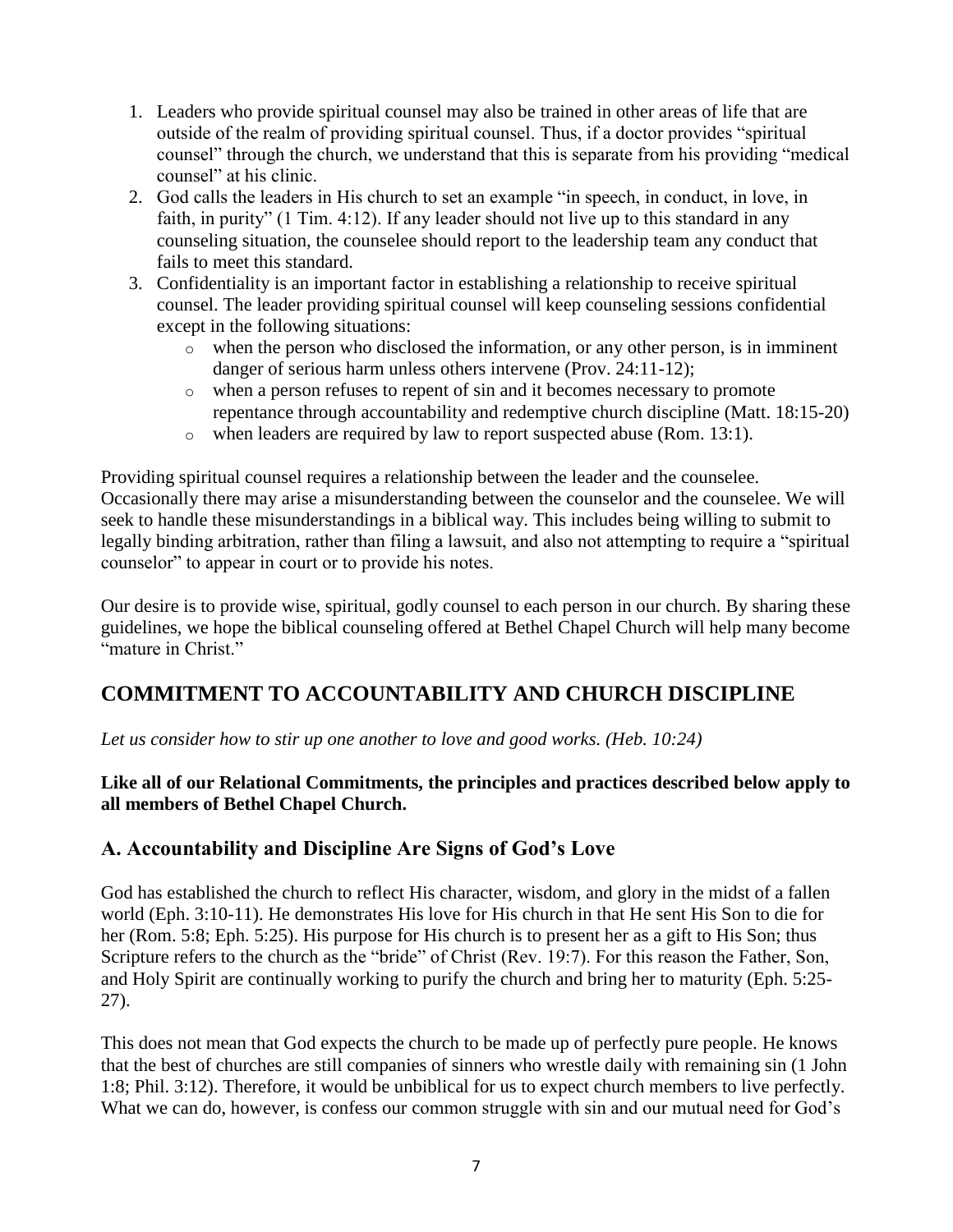1. Leaders who provide spiritual counsel may also be trained in other areas of life that are outside of the realm of providing spiritual counsel. Thus, if a doctor provides "spiritual counsel" through the church, we understand that this is separate from his providing "medical counsel" at his clinic.
2. God calls the leaders in His church to set an example "in speech, in conduct, in love, in faith, in purity" (1 Tim. 4:12). If any leader should not live up to this standard in any counseling situation, the counselee should report to the leadership team any conduct that fails to meet this standard.
3. Confidentiality is an important factor in establishing a relationship to receive spiritual counsel. The leader providing spiritual counsel will keep counseling sessions confidential except in the following situations:
   - when the person who disclosed the information, or any other person, is in imminent danger of serious harm unless others intervene (Prov. 24:11-12);
   - when a person refuses to repent of sin and it becomes necessary to promote repentance through accountability and redemptive church discipline (Matt. 18:15-20)
   - when leaders are required by law to report suspected abuse (Rom. 13:1).

Providing spiritual counsel requires a relationship between the leader and the counselee. Occasionally there may arise a misunderstanding between the counselor and the counselee. We will seek to handle these misunderstandings in a biblical way. This includes being willing to submit to legally binding arbitration, rather than filing a lawsuit, and also not attempting to require a "spiritual counselor" to appear in court or to provide his notes.

Our desire is to provide wise, spiritual, godly counsel to each person in our church. By sharing these guidelines, we hope the biblical counseling offered at Bethel Chapel Church will help many become "mature in Christ."

## COMMITMENT TO ACCOUNTABILITY AND CHURCH DISCIPLINE

*Let us consider how to stir up one another to love and good works. (Heb. 10:24)*

**Like all of our Relational Commitments, the principles and practices described below apply to all members of Bethel Chapel Church.**

### A. Accountability and Discipline Are Signs of God's Love

God has established the church to reflect His character, wisdom, and glory in the midst of a fallen world (Eph. 3:10-11). He demonstrates His love for His church in that He sent His Son to die for her (Rom. 5:8; Eph. 5:25). His purpose for His church is to present her as a gift to His Son; thus Scripture refers to the church as the "bride" of Christ (Rev. 19:7). For this reason the Father, Son, and Holy Spirit are continually working to purify the church and bring her to maturity (Eph. 5:25-27).

This does not mean that God expects the church to be made up of perfectly pure people. He knows that the best of churches are still companies of sinners who wrestle daily with remaining sin (1 John 1:8; Phil. 3:12). Therefore, it would be unbiblical for us to expect church members to live perfectly. What we can do, however, is confess our common struggle with sin and our mutual need for God's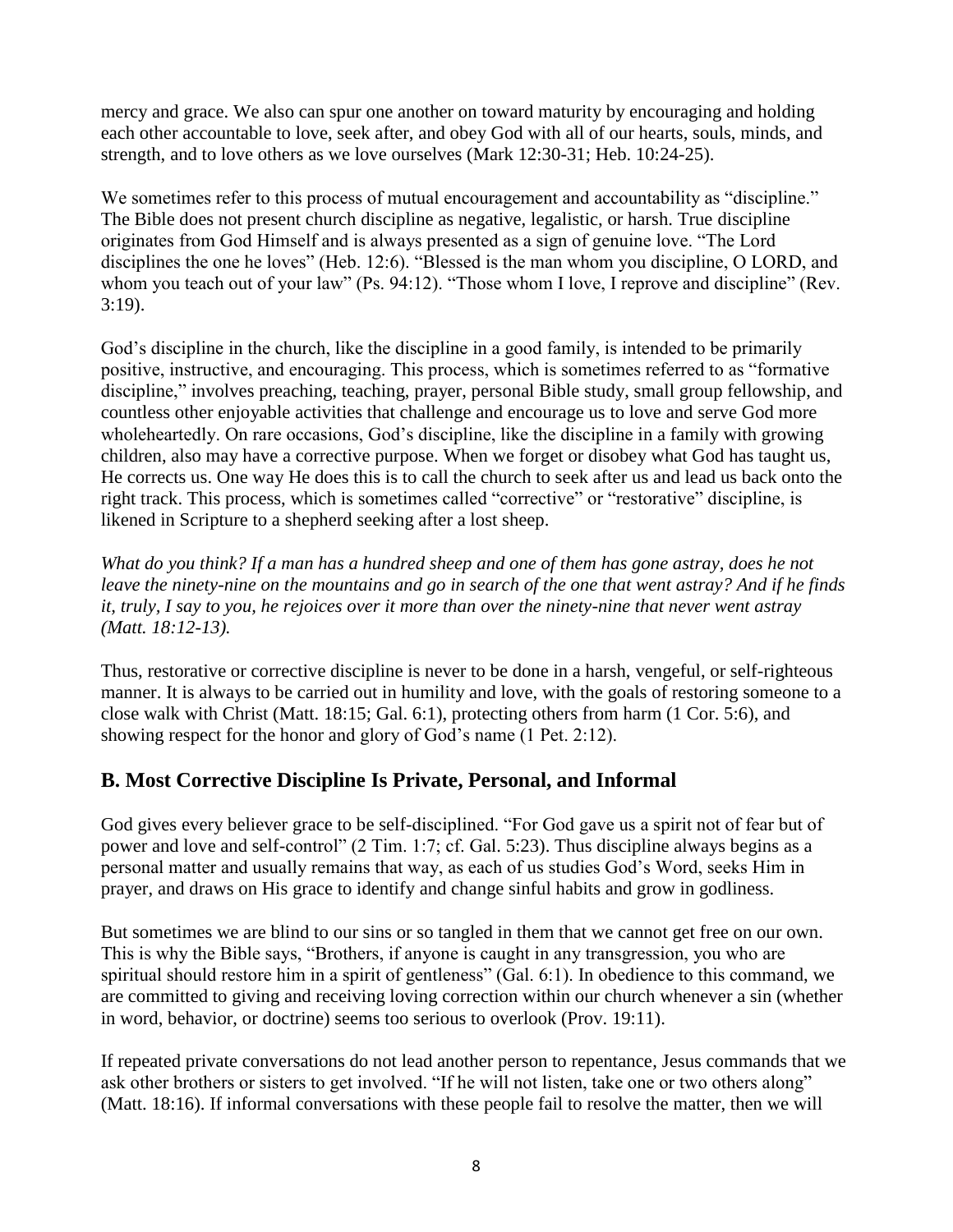mercy and grace. We also can spur one another on toward maturity by encouraging and holding each other accountable to love, seek after, and obey God with all of our hearts, souls, minds, and strength, and to love others as we love ourselves (Mark 12:30-31; Heb. 10:24-25).

We sometimes refer to this process of mutual encouragement and accountability as "discipline." The Bible does not present church discipline as negative, legalistic, or harsh. True discipline originates from God Himself and is always presented as a sign of genuine love. "The Lord disciplines the one he loves" (Heb. 12:6). "Blessed is the man whom you discipline, O LORD, and whom you teach out of your law" (Ps. 94:12). "Those whom I love, I reprove and discipline" (Rev. 3:19).

God's discipline in the church, like the discipline in a good family, is intended to be primarily positive, instructive, and encouraging. This process, which is sometimes referred to as "formative discipline," involves preaching, teaching, prayer, personal Bible study, small group fellowship, and countless other enjoyable activities that challenge and encourage us to love and serve God more wholeheartedly. On rare occasions, God's discipline, like the discipline in a family with growing children, also may have a corrective purpose. When we forget or disobey what God has taught us, He corrects us. One way He does this is to call the church to seek after us and lead us back onto the right track. This process, which is sometimes called "corrective" or "restorative" discipline, is likened in Scripture to a shepherd seeking after a lost sheep.

*What do you think? If a man has a hundred sheep and one of them has gone astray, does he not leave the ninety-nine on the mountains and go in search of the one that went astray? And if he finds it, truly, I say to you, he rejoices over it more than over the ninety-nine that never went astray (Matt. 18:12-13).*

Thus, restorative or corrective discipline is never to be done in a harsh, vengeful, or self-righteous manner. It is always to be carried out in humility and love, with the goals of restoring someone to a close walk with Christ (Matt. 18:15; Gal. 6:1), protecting others from harm (1 Cor. 5:6), and showing respect for the honor and glory of God's name (1 Pet. 2:12).

## B. Most Corrective Discipline Is Private, Personal, and Informal

God gives every believer grace to be self-disciplined. "For God gave us a spirit not of fear but of power and love and self-control" (2 Tim. 1:7; cf. Gal. 5:23). Thus discipline always begins as a personal matter and usually remains that way, as each of us studies God's Word, seeks Him in prayer, and draws on His grace to identify and change sinful habits and grow in godliness.

But sometimes we are blind to our sins or so tangled in them that we cannot get free on our own. This is why the Bible says, "Brothers, if anyone is caught in any transgression, you who are spiritual should restore him in a spirit of gentleness" (Gal. 6:1). In obedience to this command, we are committed to giving and receiving loving correction within our church whenever a sin (whether in word, behavior, or doctrine) seems too serious to overlook (Prov. 19:11).

If repeated private conversations do not lead another person to repentance, Jesus commands that we ask other brothers or sisters to get involved. "If he will not listen, take one or two others along" (Matt. 18:16). If informal conversations with these people fail to resolve the matter, then we will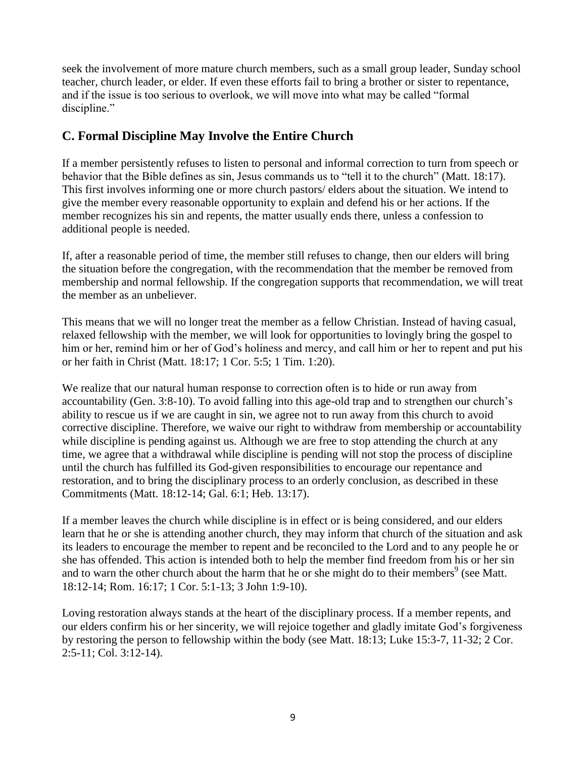seek the involvement of more mature church members, such as a small group leader, Sunday school teacher, church leader, or elder. If even these efforts fail to bring a brother or sister to repentance, and if the issue is too serious to overlook, we will move into what may be called "formal discipline."

## C. Formal Discipline May Involve the Entire Church

If a member persistently refuses to listen to personal and informal correction to turn from speech or behavior that the Bible defines as sin, Jesus commands us to "tell it to the church" (Matt. 18:17). This first involves informing one or more church pastors/ elders about the situation. We intend to give the member every reasonable opportunity to explain and defend his or her actions. If the member recognizes his sin and repents, the matter usually ends there, unless a confession to additional people is needed.

If, after a reasonable period of time, the member still refuses to change, then our elders will bring the situation before the congregation, with the recommendation that the member be removed from membership and normal fellowship. If the congregation supports that recommendation, we will treat the member as an unbeliever.

This means that we will no longer treat the member as a fellow Christian. Instead of having casual, relaxed fellowship with the member, we will look for opportunities to lovingly bring the gospel to him or her, remind him or her of God's holiness and mercy, and call him or her to repent and put his or her faith in Christ (Matt. 18:17; 1 Cor. 5:5; 1 Tim. 1:20).

We realize that our natural human response to correction often is to hide or run away from accountability (Gen. 3:8-10). To avoid falling into this age-old trap and to strengthen our church's ability to rescue us if we are caught in sin, we agree not to run away from this church to avoid corrective discipline. Therefore, we waive our right to withdraw from membership or accountability while discipline is pending against us. Although we are free to stop attending the church at any time, we agree that a withdrawal while discipline is pending will not stop the process of discipline until the church has fulfilled its God-given responsibilities to encourage our repentance and restoration, and to bring the disciplinary process to an orderly conclusion, as described in these Commitments (Matt. 18:12-14; Gal. 6:1; Heb. 13:17).

If a member leaves the church while discipline is in effect or is being considered, and our elders learn that he or she is attending another church, they may inform that church of the situation and ask its leaders to encourage the member to repent and be reconciled to the Lord and to any people he or she has offended. This action is intended both to help the member find freedom from his or her sin and to warn the other church about the harm that he or she might do to their members[9] (see Matt. 18:12-14; Rom. 16:17; 1 Cor. 5:1-13; 3 John 1:9-10).

Loving restoration always stands at the heart of the disciplinary process. If a member repents, and our elders confirm his or her sincerity, we will rejoice together and gladly imitate God's forgiveness by restoring the person to fellowship within the body (see Matt. 18:13; Luke 15:3-7, 11-32; 2 Cor. 2:5-11; Col. 3:12-14).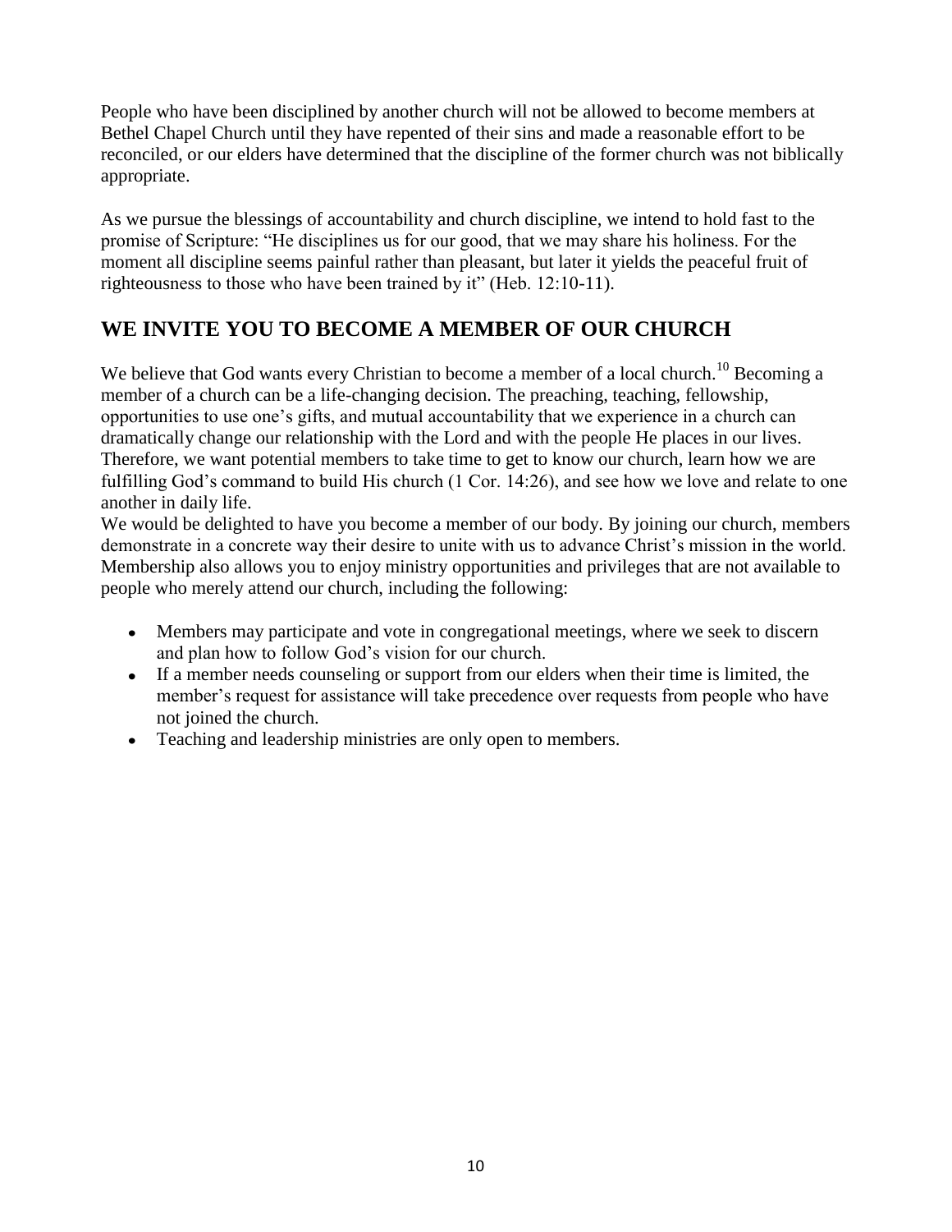People who have been disciplined by another church will not be allowed to become members at Bethel Chapel Church until they have repented of their sins and made a reasonable effort to be reconciled, or our elders have determined that the discipline of the former church was not biblically appropriate.

As we pursue the blessings of accountability and church discipline, we intend to hold fast to the promise of Scripture: "He disciplines us for our good, that we may share his holiness. For the moment all discipline seems painful rather than pleasant, but later it yields the peaceful fruit of righteousness to those who have been trained by it" (Heb. 12:10-11).

## WE INVITE YOU TO BECOME A MEMBER OF OUR CHURCH

We believe that God wants every Christian to become a member of a local church.[10] Becoming a member of a church can be a life-changing decision. The preaching, teaching, fellowship, opportunities to use one's gifts, and mutual accountability that we experience in a church can dramatically change our relationship with the Lord and with the people He places in our lives. Therefore, we want potential members to take time to get to know our church, learn how we are fulfilling God's command to build His church (1 Cor. 14:26), and see how we love and relate to one another in daily life.

We would be delighted to have you become a member of our body. By joining our church, members demonstrate in a concrete way their desire to unite with us to advance Christ's mission in the world. Membership also allows you to enjoy ministry opportunities and privileges that are not available to people who merely attend our church, including the following:

- Members may participate and vote in congregational meetings, where we seek to discern and plan how to follow God's vision for our church.
- If a member needs counseling or support from our elders when their time is limited, the member's request for assistance will take precedence over requests from people who have not joined the church.
- Teaching and leadership ministries are only open to members.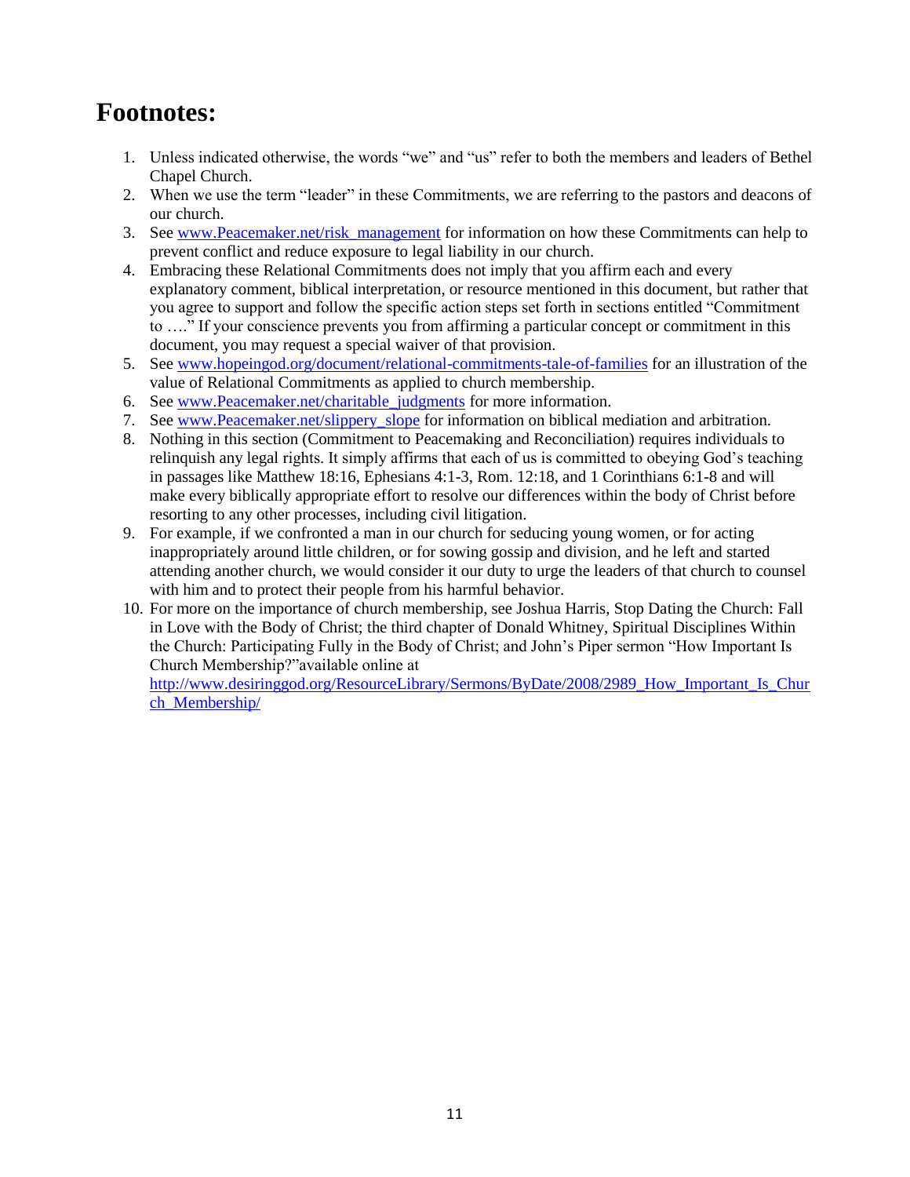# Footnotes:

1. Unless indicated otherwise, the words "we" and "us" refer to both the members and leaders of Bethel Chapel Church.
2. When we use the term "leader" in these Commitments, we are referring to the pastors and deacons of our church.
3. See www.Peacemaker.net/risk_management for information on how these Commitments can help to prevent conflict and reduce exposure to legal liability in our church.
4. Embracing these Relational Commitments does not imply that you affirm each and every explanatory comment, biblical interpretation, or resource mentioned in this document, but rather that you agree to support and follow the specific action steps set forth in sections entitled "Commitment to …." If your conscience prevents you from affirming a particular concept or commitment in this document, you may request a special waiver of that provision.
5. See www.hopeingod.org/document/relational-commitments-tale-of-families for an illustration of the value of Relational Commitments as applied to church membership.
6. See www.Peacemaker.net/charitable_judgments for more information.
7. See www.Peacemaker.net/slippery_slope for information on biblical mediation and arbitration.
8. Nothing in this section (Commitment to Peacemaking and Reconciliation) requires individuals to relinquish any legal rights. It simply affirms that each of us is committed to obeying God's teaching in passages like Matthew 18:16, Ephesians 4:1-3, Rom. 12:18, and 1 Corinthians 6:1-8 and will make every biblically appropriate effort to resolve our differences within the body of Christ before resorting to any other processes, including civil litigation.
9. For example, if we confronted a man in our church for seducing young women, or for acting inappropriately around little children, or for sowing gossip and division, and he left and started attending another church, we would consider it our duty to urge the leaders of that church to counsel with him and to protect their people from his harmful behavior.
10. For more on the importance of church membership, see Joshua Harris, Stop Dating the Church: Fall in Love with the Body of Christ; the third chapter of Donald Whitney, Spiritual Disciplines Within the Church: Participating Fully in the Body of Christ; and John's Piper sermon "How Important Is Church Membership?"available online at http://www.desiringgod.org/ResourceLibrary/Sermons/ByDate/2008/2989_How_Important_Is_Church_Membership/